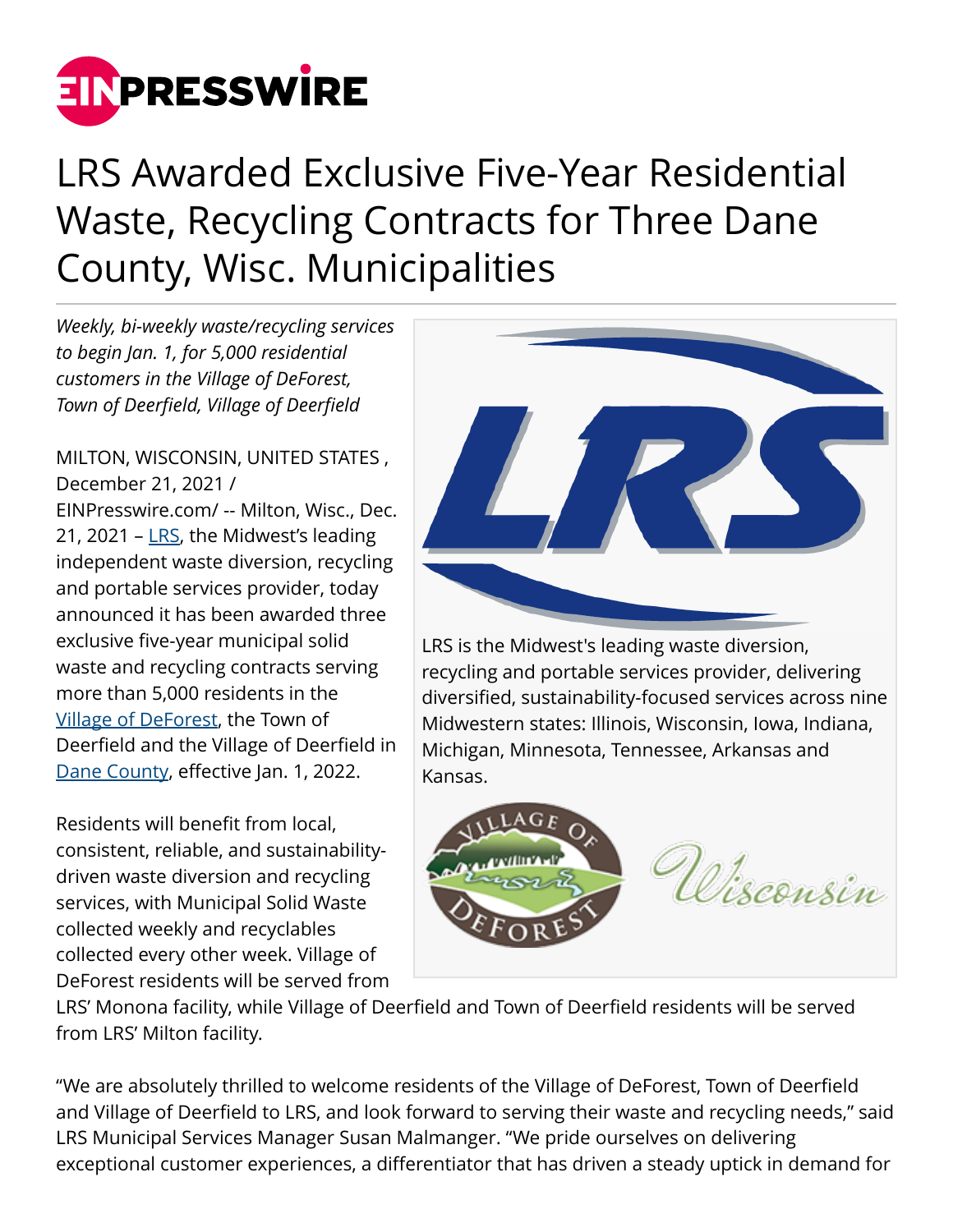# LRS Awarded Exclusive Five-Year Residential Waste, Recycling Contracts for Three Dane County, Wisc. Municipalities

*Weekly, bi-weekly waste/recycling services to begin Jan. 1, for 5,000 residential customers in the Village of DeForest, Town of Deerfield, Village of Deerfield*

MILTON, WISCONSIN, UNITED STATES , December 21, 2021 / EINPresswire.com/ -- Milton, Wisc., Dec. 21, 2021 – [LRS](), the Midwest's leading independent waste diversion, recycling and portable services provider, today announced it has been awarded three exclusive five-year municipal solid waste and recycling contracts serving more than 5,000 residents in the [Village of DeForest](), the Town of Deerfield and the Village of Deerfield in [Dane County](), effective Jan. 1, 2022.

LRS is the Midwest's leading waste diversion, recycling and portable services provider, delivering diversified, sustainability-focused services across nine Midwestern states: Illinois, Wisconsin, Iowa, Indiana, Michigan, Minnesota, Tennessee, Arkansas and Kansas.

Residents will benefit from local, consistent, reliable, and sustainability-driven waste diversion and recycling services, with Municipal Solid Waste collected weekly and recyclables collected every other week. Village of DeForest residents will be served from LRS' Monona facility, while Village of Deerfield and Town of Deerfield residents will be served from LRS' Milton facility.

"We are absolutely thrilled to welcome residents of the Village of DeForest, Town of Deerfield and Village of Deerfield to LRS, and look forward to serving their waste and recycling needs," said LRS Municipal Services Manager Susan Malmanger. "We pride ourselves on delivering exceptional customer experiences, a differentiator that has driven a steady uptick in demand for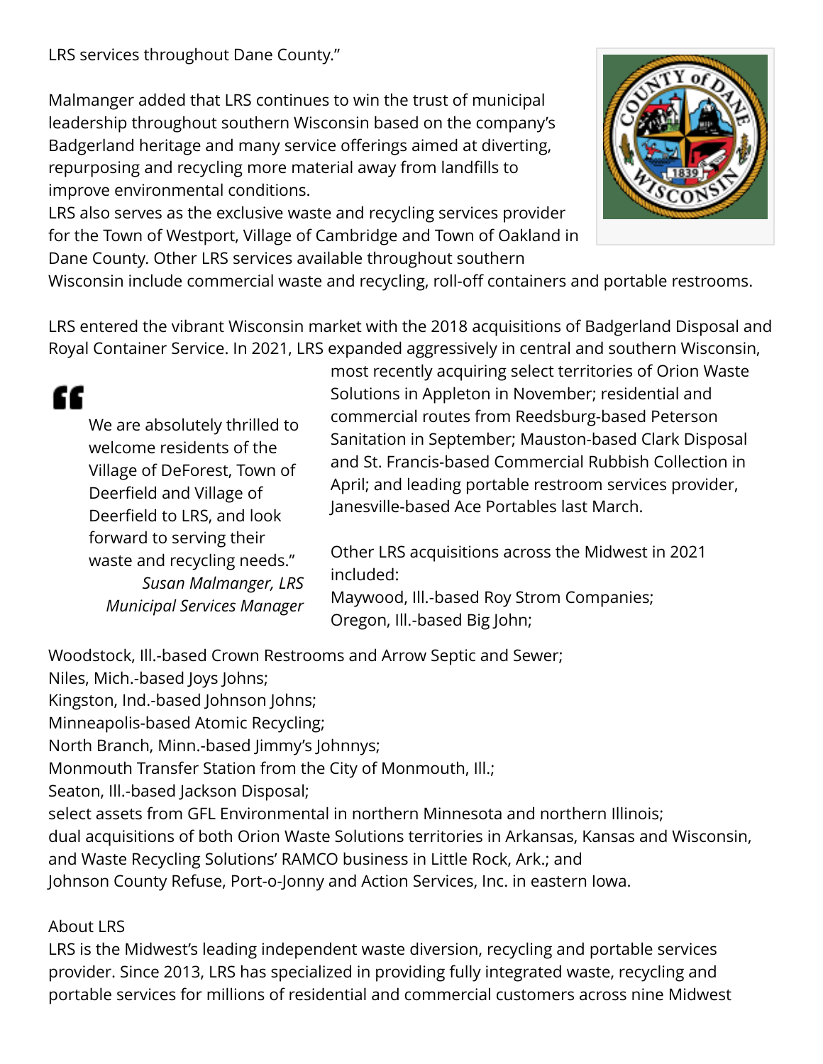LRS services throughout Dane County."

Malmanger added that LRS continues to win the trust of municipal leadership throughout southern Wisconsin based on the company's Badgerland heritage and many service offerings aimed at diverting, repurposing and recycling more material away from landfills to improve environmental conditions.

LRS also serves as the exclusive waste and recycling services provider for the Town of Westport, Village of Cambridge and Town of Oakland in Dane County. Other LRS services available throughout southern Wisconsin include commercial waste and recycling, roll-off containers and portable restrooms.

LRS entered the vibrant Wisconsin market with the 2018 acquisitions of Badgerland Disposal and Royal Container Service. In 2021, LRS expanded aggressively in central and southern Wisconsin, most recently acquiring select territories of Orion Waste Solutions in Appleton in November; residential and commercial routes from Reedsburg-based Peterson Sanitation in September; Mauston-based Clark Disposal and St. Francis-based Commercial Rubbish Collection in April; and leading portable restroom services provider, Janesville-based Ace Portables last March.

> "We are absolutely thrilled to welcome residents of the Village of DeForest, Town of Deerfield and Village of Deerfield to LRS, and look forward to serving their waste and recycling needs."
>
> *Susan Malmanger, LRS Municipal Services Manager*

Other LRS acquisitions across the Midwest in 2021 included:

Maywood, Ill.-based Roy Strom Companies;
Oregon, Ill.-based Big John;
Woodstock, Ill.-based Crown Restrooms and Arrow Septic and Sewer;
Niles, Mich.-based Joys Johns;
Kingston, Ind.-based Johnson Johns;
Minneapolis-based Atomic Recycling;
North Branch, Minn.-based Jimmy's Johnnys;
Monmouth Transfer Station from the City of Monmouth, Ill.;
Seaton, Ill.-based Jackson Disposal;
select assets from GFL Environmental in northern Minnesota and northern Illinois;
dual acquisitions of both Orion Waste Solutions territories in Arkansas, Kansas and Wisconsin, and Waste Recycling Solutions' RAMCO business in Little Rock, Ark.; and
Johnson County Refuse, Port-o-Jonny and Action Services, Inc. in eastern Iowa.

About LRS

LRS is the Midwest's leading independent waste diversion, recycling and portable services provider. Since 2013, LRS has specialized in providing fully integrated waste, recycling and portable services for millions of residential and commercial customers across nine Midwest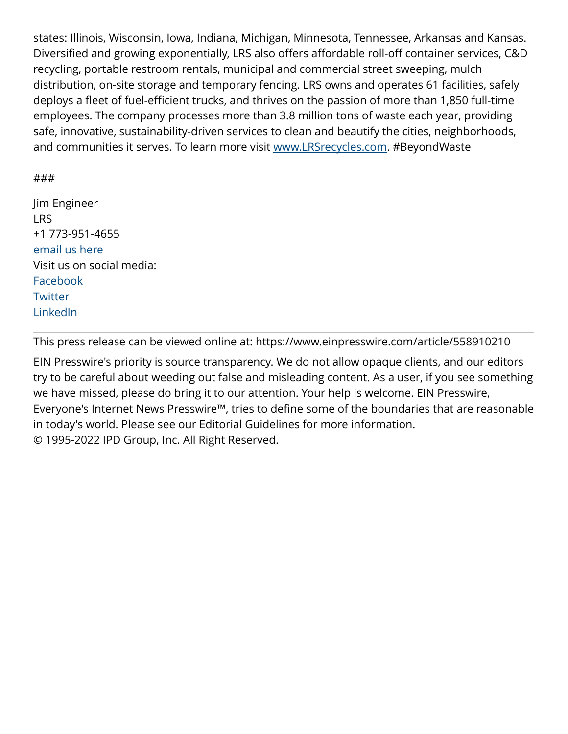states: Illinois, Wisconsin, Iowa, Indiana, Michigan, Minnesota, Tennessee, Arkansas and Kansas. Diversified and growing exponentially, LRS also offers affordable roll-off container services, C&D recycling, portable restroom rentals, municipal and commercial street sweeping, mulch distribution, on-site storage and temporary fencing. LRS owns and operates 61 facilities, safely deploys a fleet of fuel-efficient trucks, and thrives on the passion of more than 1,850 full-time employees. The company processes more than 3.8 million tons of waste each year, providing safe, innovative, sustainability-driven services to clean and beautify the cities, neighborhoods, and communities it serves. To learn more visit www.LRSrecycles.com. #BeyondWaste

###

Jim Engineer
LRS
+1 773-951-4655
email us here
Visit us on social media:
Facebook
Twitter
LinkedIn

---

This press release can be viewed online at: https://www.einpresswire.com/article/558910210

EIN Presswire's priority is source transparency. We do not allow opaque clients, and our editors try to be careful about weeding out false and misleading content. As a user, if you see something we have missed, please do bring it to our attention. Your help is welcome. EIN Presswire, Everyone's Internet News Presswire™, tries to define some of the boundaries that are reasonable in today's world. Please see our Editorial Guidelines for more information.
© 1995-2022 IPD Group, Inc. All Right Reserved.